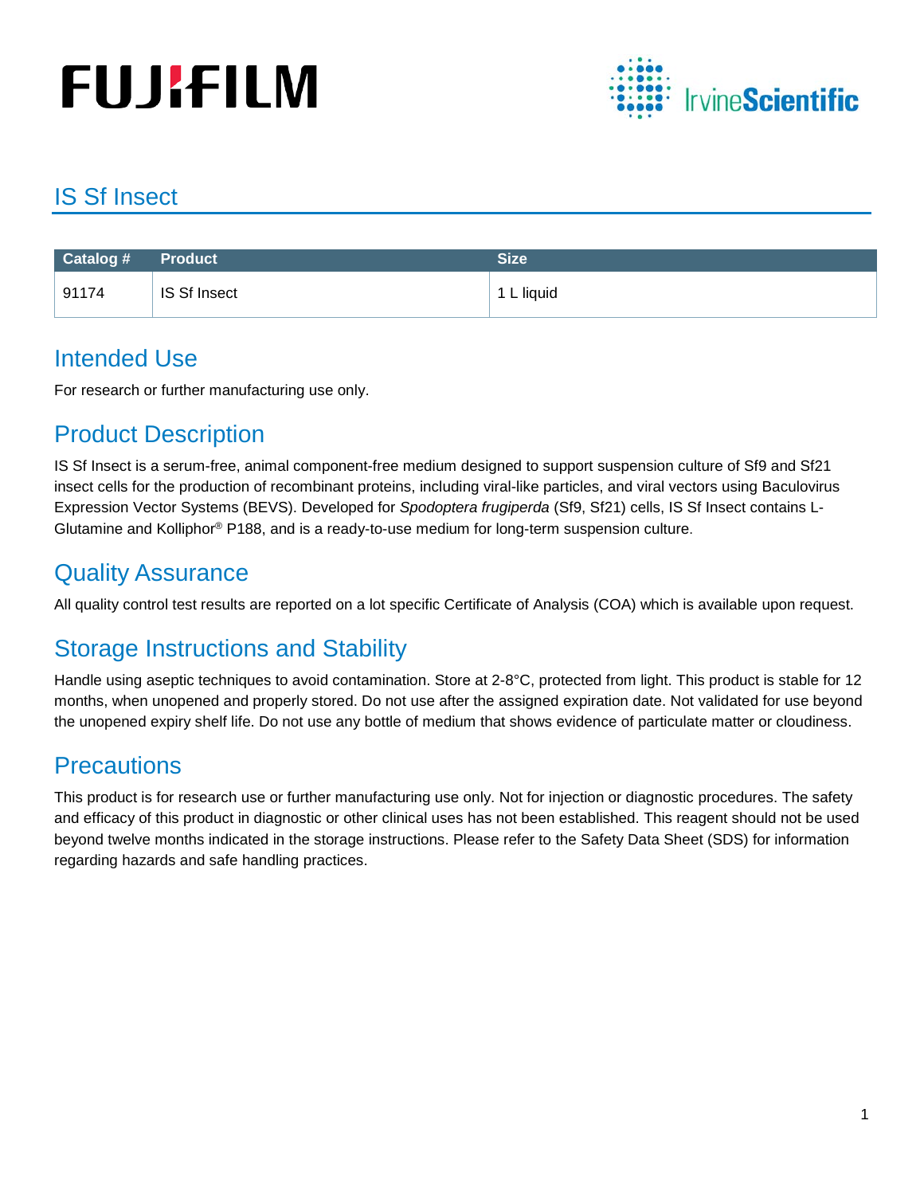# IS Sf Insect

| Catalog # | Product | Size |
|---|---|---|
| 91174 | IS Sf Insect | 1 L liquid |

## Intended Use

For research or further manufacturing use only.

## Product Description

IS Sf Insect is a serum-free, animal component-free medium designed to support suspension culture of Sf9 and Sf21 insect cells for the production of recombinant proteins, including viral-like particles, and viral vectors using Baculovirus Expression Vector Systems (BEVS). Developed for *Spodoptera frugiperda* (Sf9, Sf21) cells, IS Sf Insect contains L-Glutamine and Kolliphor® P188, and is a ready-to-use medium for long-term suspension culture.

## Quality Assurance

All quality control test results are reported on a lot specific Certificate of Analysis (COA) which is available upon request.

## Storage Instructions and Stability

Handle using aseptic techniques to avoid contamination. Store at 2-8°C, protected from light. This product is stable for 12 months, when unopened and properly stored. Do not use after the assigned expiration date. Not validated for use beyond the unopened expiry shelf life. Do not use any bottle of medium that shows evidence of particulate matter or cloudiness.

## Precautions

This product is for research use or further manufacturing use only. Not for injection or diagnostic procedures. The safety and efficacy of this product in diagnostic or other clinical uses has not been established. This reagent should not be used beyond twelve months indicated in the storage instructions. Please refer to the Safety Data Sheet (SDS) for information regarding hazards and safe handling practices.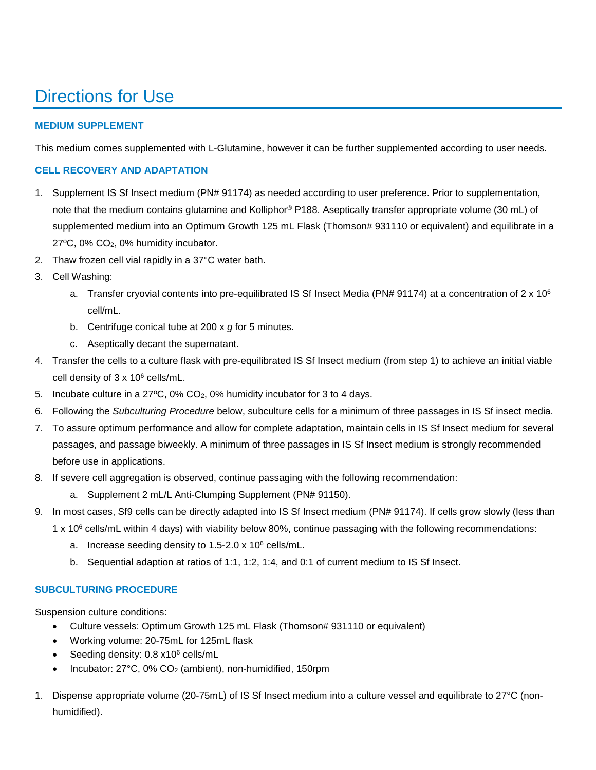# Directions for Use

### MEDIUM SUPPLEMENT

This medium comes supplemented with L-Glutamine, however it can be further supplemented according to user needs.

### CELL RECOVERY AND ADAPTATION

1. Supplement IS Sf Insect medium (PN# 91174) as needed according to user preference. Prior to supplementation, note that the medium contains glutamine and Kolliphor® P188. Aseptically transfer appropriate volume (30 mL) of supplemented medium into an Optimum Growth 125 mL Flask (Thomson# 931110 or equivalent) and equilibrate in a 27ºC, 0% $CO_2$, 0% humidity incubator.
2. Thaw frozen cell vial rapidly in a 37°C water bath.
3. Cell Washing:
    a. Transfer cryovial contents into pre-equilibrated IS Sf Insect Media (PN# 91174) at a concentration of $2 \times 10^6$ cell/mL.
    b. Centrifuge conical tube at 200 x *g* for 5 minutes.
    c. Aseptically decant the supernatant.
4. Transfer the cells to a culture flask with pre-equilibrated IS Sf Insect medium (from step 1) to achieve an initial viable cell density of $3 \times 10^6$ cells/mL.
5. Incubate culture in a 27ºC, 0% $CO_2$, 0% humidity incubator for 3 to 4 days.
6. Following the *Subculturing Procedure* below, subculture cells for a minimum of three passages in IS Sf insect media.
7. To assure optimum performance and allow for complete adaptation, maintain cells in IS Sf Insect medium for several passages, and passage biweekly. A minimum of three passages in IS Sf Insect medium is strongly recommended before use in applications.
8. If severe cell aggregation is observed, continue passaging with the following recommendation:
    a. Supplement 2 mL/L Anti-Clumping Supplement (PN# 91150).
9. In most cases, Sf9 cells can be directly adapted into IS Sf Insect medium (PN# 91174). If cells grow slowly (less than $1 \times 10^6$ cells/mL within 4 days) with viability below 80%, continue passaging with the following recommendations:
    a. Increase seeding density to $1.5\text{-}2.0 \times 10^6$ cells/mL.
    b. Sequential adaption at ratios of 1:1, 1:2, 1:4, and 0:1 of current medium to IS Sf Insect.

### SUBCULTURING PROCEDURE

Suspension culture conditions:

- Culture vessels: Optimum Growth 125 mL Flask (Thomson# 931110 or equivalent)
- Working volume: 20-75mL for 125mL flask
- Seeding density: $0.8 \times 10^6$ cells/mL
- Incubator: 27°C, 0% $CO_2$ (ambient), non-humidified, 150rpm

1. Dispense appropriate volume (20-75mL) of IS Sf Insect medium into a culture vessel and equilibrate to 27°C (non-humidified).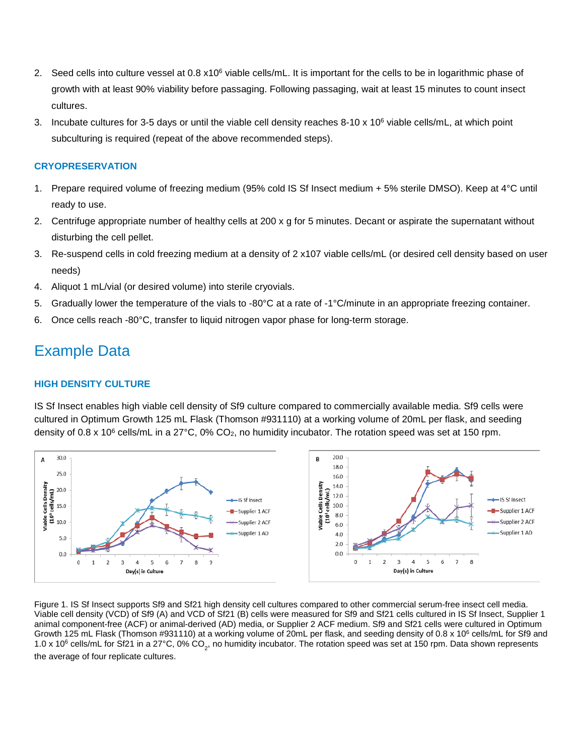2. Seed cells into culture vessel at 0.8 x$10^6$ viable cells/mL. It is important for the cells to be in logarithmic phase of growth with at least 90% viability before passaging. Following passaging, wait at least 15 minutes to count insect cultures.
3. Incubate cultures for 3-5 days or until the viable cell density reaches 8-10 x $10^6$ viable cells/mL, at which point subculturing is required (repeat of the above recommended steps).

### CRYOPRESERVATION

1. Prepare required volume of freezing medium (95% cold IS Sf Insect medium + 5% sterile DMSO). Keep at 4°C until ready to use.
2. Centrifuge appropriate number of healthy cells at 200 x g for 5 minutes. Decant or aspirate the supernatant without disturbing the cell pellet.
3. Re-suspend cells in cold freezing medium at a density of 2 x107 viable cells/mL (or desired cell density based on user needs)
4. Aliquot 1 mL/vial (or desired volume) into sterile cryovials.
5. Gradually lower the temperature of the vials to -80°C at a rate of -1°C/minute in an appropriate freezing container.
6. Once cells reach -80°C, transfer to liquid nitrogen vapor phase for long-term storage.

## Example Data

### HIGH DENSITY CULTURE

IS Sf Insect enables high viable cell density of Sf9 culture compared to commercially available media. Sf9 cells were cultured in Optimum Growth 125 mL Flask (Thomson #931110) at a working volume of 20mL per flask, and seeding density of 0.8 x $10^6$ cells/mL in a 27°C, 0% $CO_2$, no humidity incubator. The rotation speed was set at 150 rpm.

Figure 1. IS Sf Insect supports Sf9 and Sf21 high density cell cultures compared to other commercial serum-free insect cell media. Viable cell density (VCD) of Sf9 (A) and VCD of Sf21 (B) cells were measured for Sf9 and Sf21 cells cultured in IS Sf Insect, Supplier 1 animal component-free (ACF) or animal-derived (AD) media, or Supplier 2 ACF medium. Sf9 and Sf21 cells were cultured in Optimum Growth 125 mL Flask (Thomson #931110) at a working volume of 20mL per flask, and seeding density of 0.8 x $10^6$ cells/mL for Sf9 and 1.0 x $10^6$ cells/mL for Sf21 in a 27°C, 0% $CO_2$, no humidity incubator. The rotation speed was set at 150 rpm. Data shown represents the average of four replicate cultures.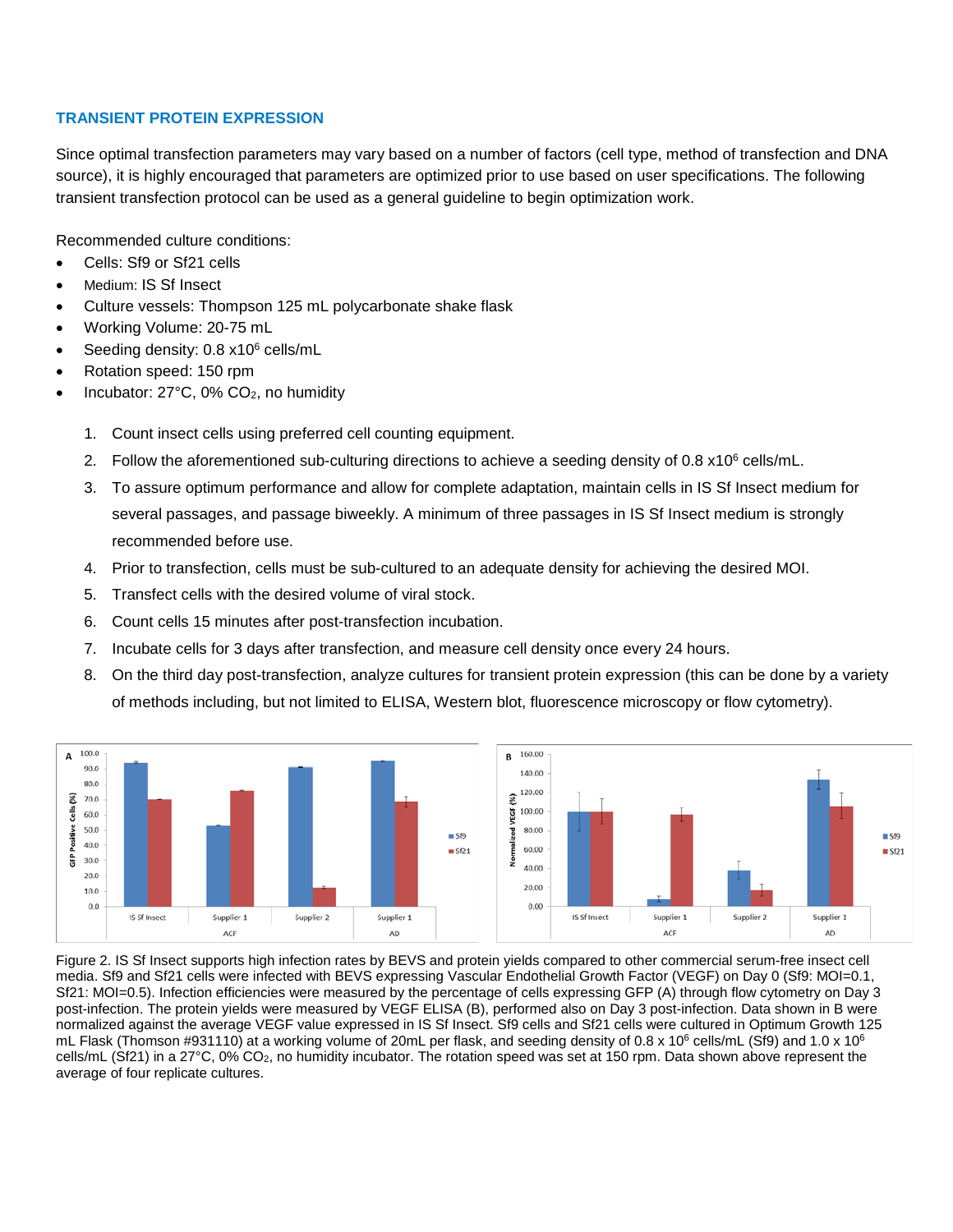## TRANSIENT PROTEIN EXPRESSION

Since optimal transfection parameters may vary based on a number of factors (cell type, method of transfection and DNA source), it is highly encouraged that parameters are optimized prior to use based on user specifications. The following transient transfection protocol can be used as a general guideline to begin optimization work.

Recommended culture conditions:

- Cells: Sf9 or Sf21 cells
- Medium: IS Sf Insect
- Culture vessels: Thompson 125 mL polycarbonate shake flask
- Working Volume: 20-75 mL
- Seeding density: 0.8 $\times 10^6$ cells/mL
- Rotation speed: 150 rpm
- Incubator: 27°C, 0% $CO_2$, no humidity

1. Count insect cells using preferred cell counting equipment.
2. Follow the aforementioned sub-culturing directions to achieve a seeding density of 0.8 $\times 10^6$ cells/mL.
3. To assure optimum performance and allow for complete adaptation, maintain cells in IS Sf Insect medium for several passages, and passage biweekly. A minimum of three passages in IS Sf Insect medium is strongly recommended before use.
4. Prior to transfection, cells must be sub-cultured to an adequate density for achieving the desired MOI.
5. Transfect cells with the desired volume of viral stock.
6. Count cells 15 minutes after post-transfection incubation.
7. Incubate cells for 3 days after transfection, and measure cell density once every 24 hours.
8. On the third day post-transfection, analyze cultures for transient protein expression (this can be done by a variety of methods including, but not limited to ELISA, Western blot, fluorescence microscopy or flow cytometry).

Figure 2. IS Sf Insect supports high infection rates by BEVS and protein yields compared to other commercial serum-free insect cell media. Sf9 and Sf21 cells were infected with BEVS expressing Vascular Endothelial Growth Factor (VEGF) on Day 0 (Sf9: MOI=0.1, Sf21: MOI=0.5). Infection efficiencies were measured by the percentage of cells expressing GFP (A) through flow cytometry on Day 3 post-infection. The protein yields were measured by VEGF ELISA (B), performed also on Day 3 post-infection. Data shown in B were normalized against the average VEGF value expressed in IS Sf Insect. Sf9 cells and Sf21 cells were cultured in Optimum Growth 125 mL Flask (Thomson #931110) at a working volume of 20mL per flask, and seeding density of 0.8 $\times 10^6$ cells/mL (Sf9) and 1.0 $\times 10^6$ cells/mL (Sf21) in a 27°C, 0% $CO_2$, no humidity incubator. The rotation speed was set at 150 rpm. Data shown above represent the average of four replicate cultures.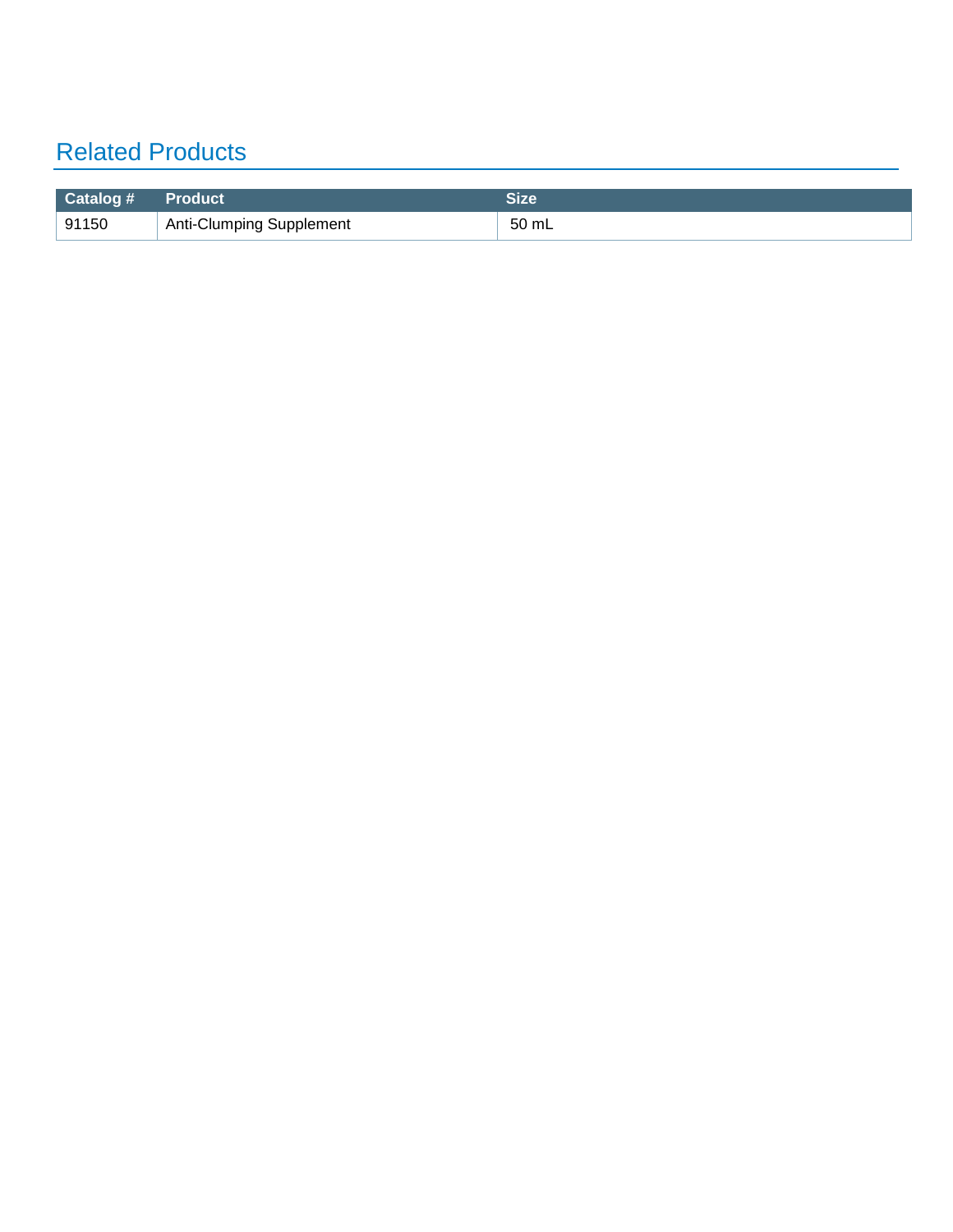## Related Products

| Catalog # | Product | Size |
|---|---|---|
| 91150 | Anti-Clumping Supplement | 50 mL |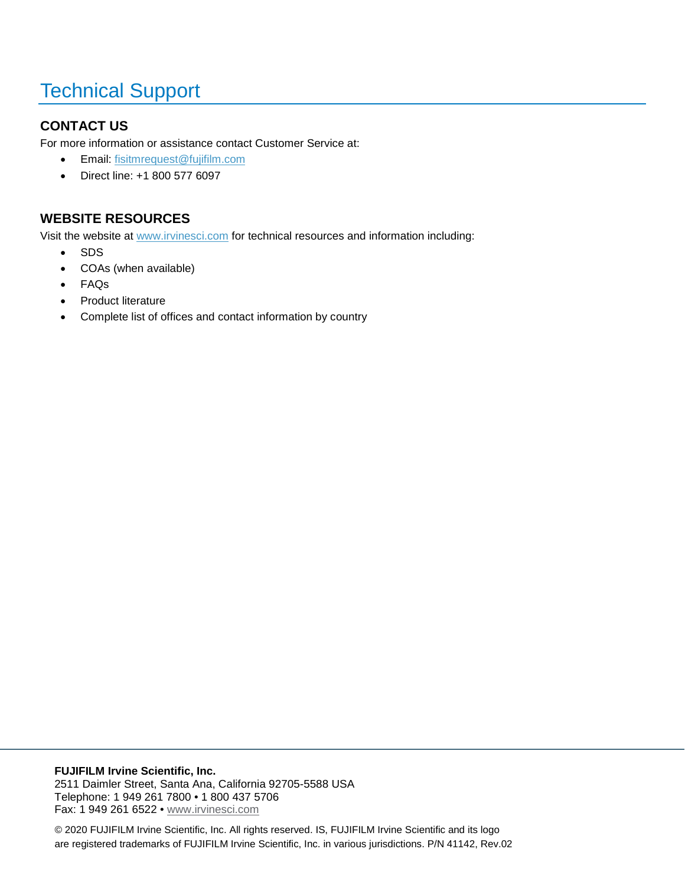# Technical Support

## CONTACT US

For more information or assistance contact Customer Service at:

- Email: fisitmrequest@fujifilm.com
- Direct line: +1 800 577 6097

## WEBSITE RESOURCES

Visit the website at www.irvinesci.com for technical resources and information including:

- SDS
- COAs (when available)
- FAQs
- Product literature
- Complete list of offices and contact information by country

**FUJIFILM Irvine Scientific, Inc.**
2511 Daimler Street, Santa Ana, California 92705-5588 USA
Telephone: 1 949 261 7800 • 1 800 437 5706
Fax: 1 949 261 6522 • www.irvinesci.com

© 2020 FUJIFILM Irvine Scientific, Inc. All rights reserved. IS, FUJIFILM Irvine Scientific and its logo are registered trademarks of FUJIFILM Irvine Scientific, Inc. in various jurisdictions. P/N 41142, Rev.02